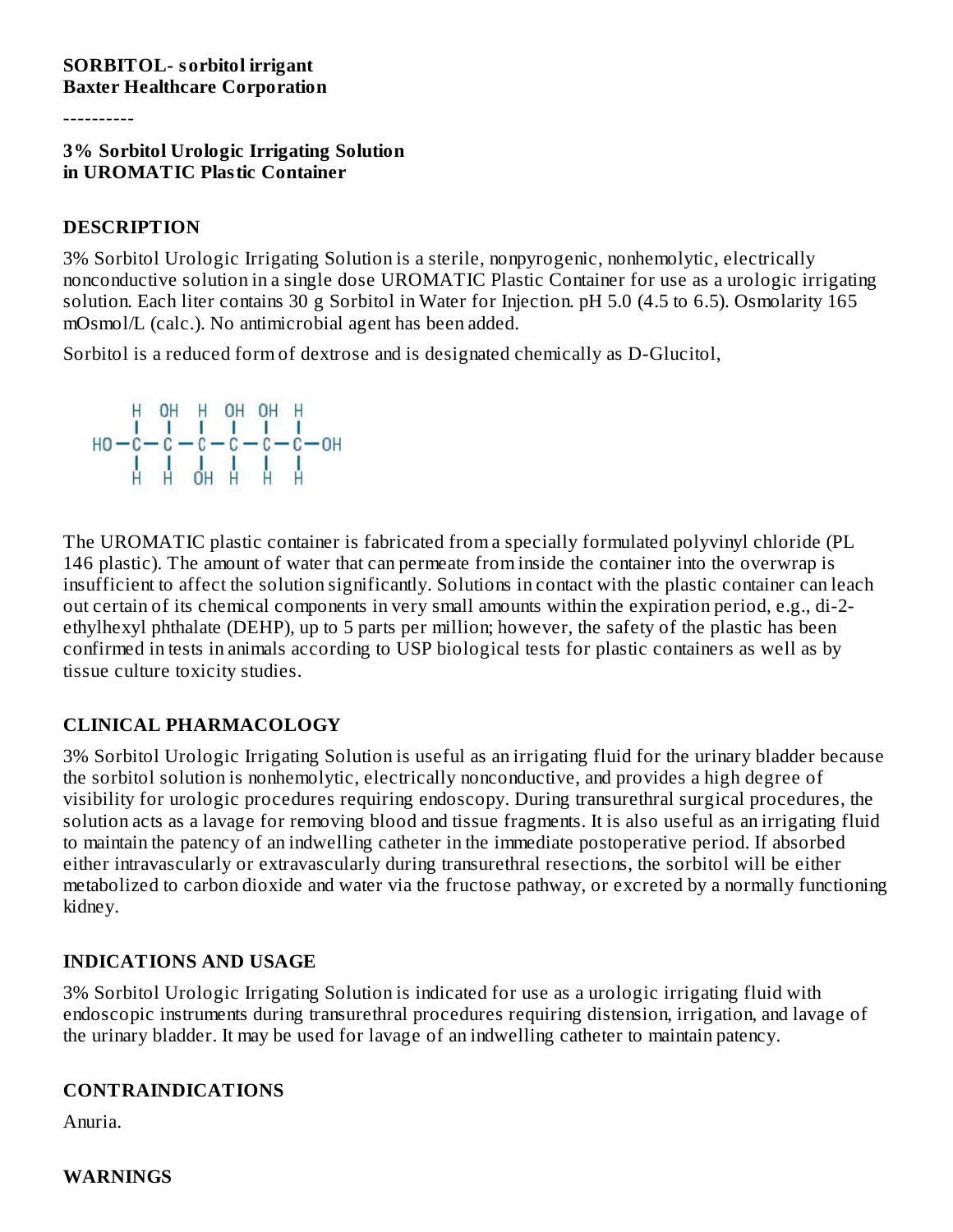**SORBITOL- sorbitol irrigant**
**Baxter Healthcare Corporation**

----------

**3% Sorbitol Urologic Irrigating Solution**
**in UROMATIC Plastic Container**

## DESCRIPTION

3% Sorbitol Urologic Irrigating Solution is a sterile, nonpyrogenic, nonhemolytic, electrically nonconductive solution in a single dose UROMATIC Plastic Container for use as a urologic irrigating solution. Each liter contains 30 g Sorbitol in Water for Injection. pH 5.0 (4.5 to 6.5). Osmolarity 165 mOsmol/L (calc.). No antimicrobial agent has been added.

Sorbitol is a reduced form of dextrose and is designated chemically as D-Glucitol,

```
      H  OH  H  OH  OH  H
      |   |  |   |   |  |
  HO—C — C — C — C — C — C—OH
      |   |  |   |   |  |
      H   H  OH  H   H  H
```

The UROMATIC plastic container is fabricated from a specially formulated polyvinyl chloride (PL 146 plastic). The amount of water that can permeate from inside the container into the overwrap is insufficient to affect the solution significantly. Solutions in contact with the plastic container can leach out certain of its chemical components in very small amounts within the expiration period, e.g., di-2-ethylhexyl phthalate (DEHP), up to 5 parts per million; however, the safety of the plastic has been confirmed in tests in animals according to USP biological tests for plastic containers as well as by tissue culture toxicity studies.

## CLINICAL PHARMACOLOGY

3% Sorbitol Urologic Irrigating Solution is useful as an irrigating fluid for the urinary bladder because the sorbitol solution is nonhemolytic, electrically nonconductive, and provides a high degree of visibility for urologic procedures requiring endoscopy. During transurethral surgical procedures, the solution acts as a lavage for removing blood and tissue fragments. It is also useful as an irrigating fluid to maintain the patency of an indwelling catheter in the immediate postoperative period. If absorbed either intravascularly or extravascularly during transurethral resections, the sorbitol will be either metabolized to carbon dioxide and water via the fructose pathway, or excreted by a normally functioning kidney.

## INDICATIONS AND USAGE

3% Sorbitol Urologic Irrigating Solution is indicated for use as a urologic irrigating fluid with endoscopic instruments during transurethral procedures requiring distension, irrigation, and lavage of the urinary bladder. It may be used for lavage of an indwelling catheter to maintain patency.

## CONTRAINDICATIONS

Anuria.

## WARNINGS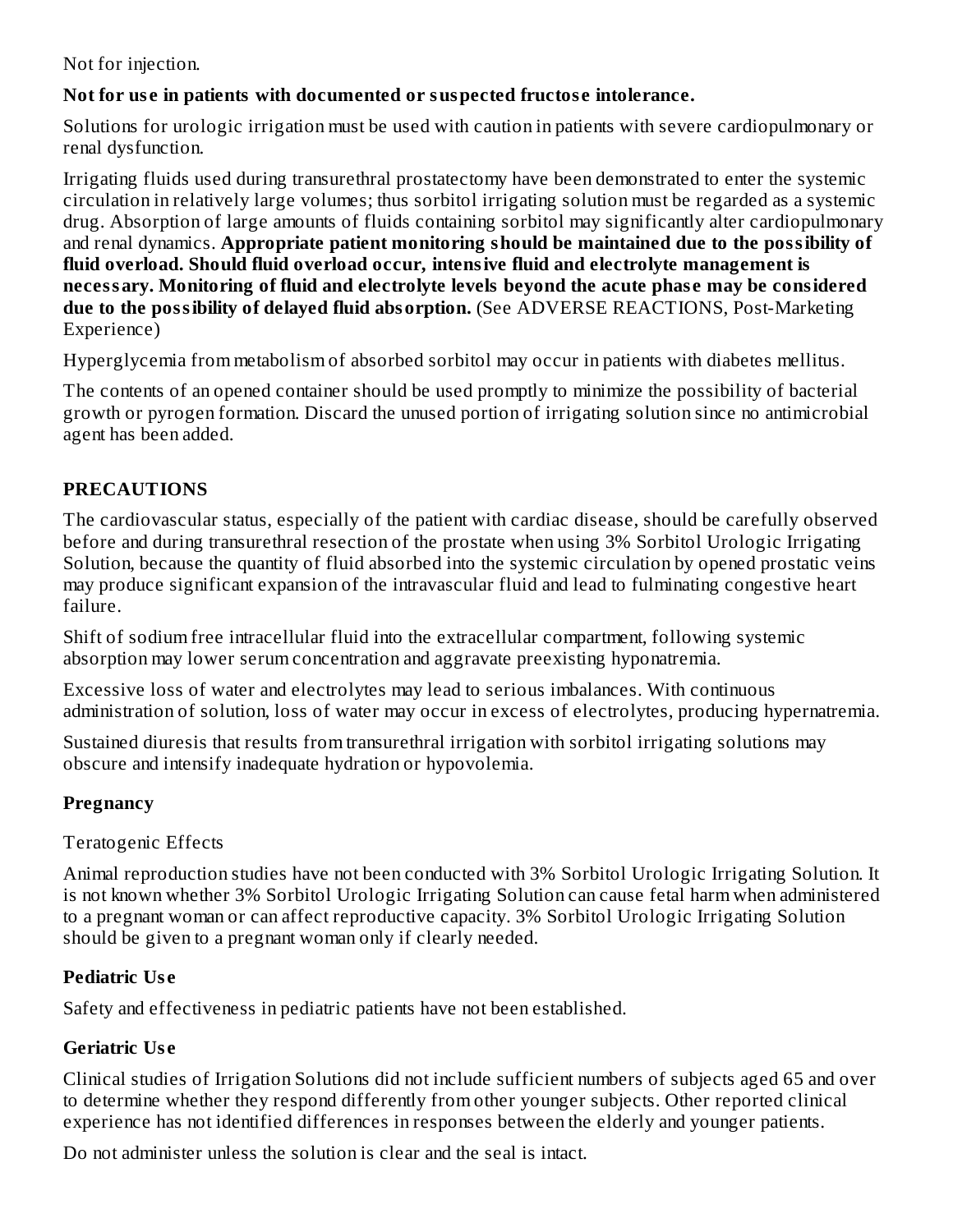Not for injection.

**Not for use in patients with documented or suspected fructose intolerance.**

Solutions for urologic irrigation must be used with caution in patients with severe cardiopulmonary or renal dysfunction.

Irrigating fluids used during transurethral prostatectomy have been demonstrated to enter the systemic circulation in relatively large volumes; thus sorbitol irrigating solution must be regarded as a systemic drug. Absorption of large amounts of fluids containing sorbitol may significantly alter cardiopulmonary and renal dynamics. **Appropriate patient monitoring should be maintained due to the possibility of fluid overload. Should fluid overload occur, intensive fluid and electrolyte management is necessary. Monitoring of fluid and electrolyte levels beyond the acute phase may be considered due to the possibility of delayed fluid absorption.** (See ADVERSE REACTIONS, Post-Marketing Experience)

Hyperglycemia from metabolism of absorbed sorbitol may occur in patients with diabetes mellitus.

The contents of an opened container should be used promptly to minimize the possibility of bacterial growth or pyrogen formation. Discard the unused portion of irrigating solution since no antimicrobial agent has been added.

## PRECAUTIONS

The cardiovascular status, especially of the patient with cardiac disease, should be carefully observed before and during transurethral resection of the prostate when using 3% Sorbitol Urologic Irrigating Solution, because the quantity of fluid absorbed into the systemic circulation by opened prostatic veins may produce significant expansion of the intravascular fluid and lead to fulminating congestive heart failure.

Shift of sodium free intracellular fluid into the extracellular compartment, following systemic absorption may lower serum concentration and aggravate preexisting hyponatremia.

Excessive loss of water and electrolytes may lead to serious imbalances. With continuous administration of solution, loss of water may occur in excess of electrolytes, producing hypernatremia.

Sustained diuresis that results from transurethral irrigation with sorbitol irrigating solutions may obscure and intensify inadequate hydration or hypovolemia.

### Pregnancy

Teratogenic Effects

Animal reproduction studies have not been conducted with 3% Sorbitol Urologic Irrigating Solution. It is not known whether 3% Sorbitol Urologic Irrigating Solution can cause fetal harm when administered to a pregnant woman or can affect reproductive capacity. 3% Sorbitol Urologic Irrigating Solution should be given to a pregnant woman only if clearly needed.

### Pediatric Use

Safety and effectiveness in pediatric patients have not been established.

### Geriatric Use

Clinical studies of Irrigation Solutions did not include sufficient numbers of subjects aged 65 and over to determine whether they respond differently from other younger subjects. Other reported clinical experience has not identified differences in responses between the elderly and younger patients.

Do not administer unless the solution is clear and the seal is intact.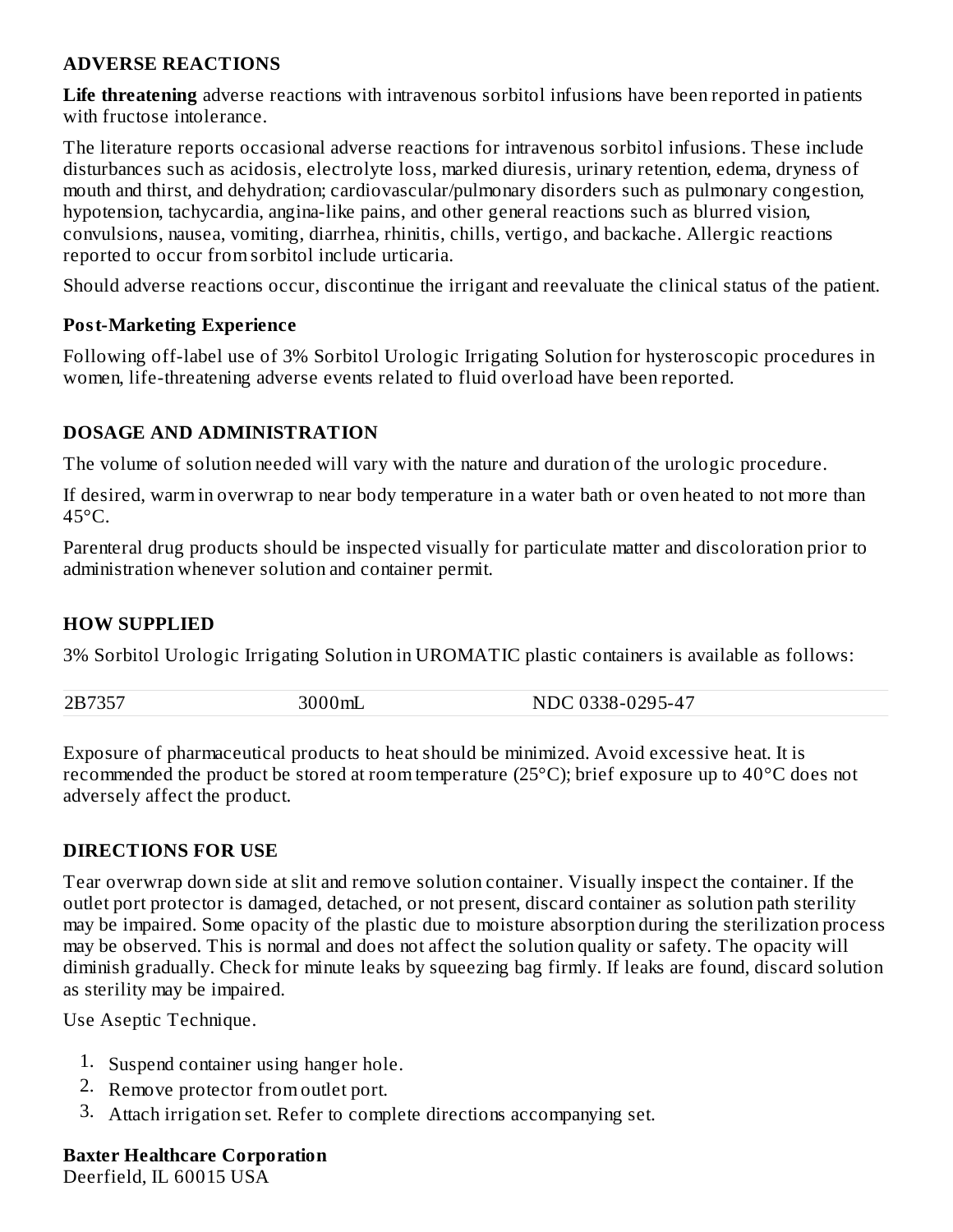## ADVERSE REACTIONS

**Life threatening** adverse reactions with intravenous sorbitol infusions have been reported in patients with fructose intolerance.

The literature reports occasional adverse reactions for intravenous sorbitol infusions. These include disturbances such as acidosis, electrolyte loss, marked diuresis, urinary retention, edema, dryness of mouth and thirst, and dehydration; cardiovascular/pulmonary disorders such as pulmonary congestion, hypotension, tachycardia, angina-like pains, and other general reactions such as blurred vision, convulsions, nausea, vomiting, diarrhea, rhinitis, chills, vertigo, and backache. Allergic reactions reported to occur from sorbitol include urticaria.

Should adverse reactions occur, discontinue the irrigant and reevaluate the clinical status of the patient.

### Post-Marketing Experience

Following off-label use of 3% Sorbitol Urologic Irrigating Solution for hysteroscopic procedures in women, life-threatening adverse events related to fluid overload have been reported.

## DOSAGE AND ADMINISTRATION

The volume of solution needed will vary with the nature and duration of the urologic procedure.

If desired, warm in overwrap to near body temperature in a water bath or oven heated to not more than 45°C.

Parenteral drug products should be inspected visually for particulate matter and discoloration prior to administration whenever solution and container permit.

## HOW SUPPLIED

3% Sorbitol Urologic Irrigating Solution in UROMATIC plastic containers is available as follows:

| | | |
|---|---|---|
| 2B7357 | 3000mL | NDC 0338-0295-47 |

Exposure of pharmaceutical products to heat should be minimized. Avoid excessive heat. It is recommended the product be stored at room temperature (25°C); brief exposure up to 40°C does not adversely affect the product.

## DIRECTIONS FOR USE

Tear overwrap down side at slit and remove solution container. Visually inspect the container. If the outlet port protector is damaged, detached, or not present, discard container as solution path sterility may be impaired. Some opacity of the plastic due to moisture absorption during the sterilization process may be observed. This is normal and does not affect the solution quality or safety. The opacity will diminish gradually. Check for minute leaks by squeezing bag firmly. If leaks are found, discard solution as sterility may be impaired.

Use Aseptic Technique.

1. Suspend container using hanger hole.
2. Remove protector from outlet port.
3. Attach irrigation set. Refer to complete directions accompanying set.

**Baxter Healthcare Corporation**
Deerfield, IL 60015 USA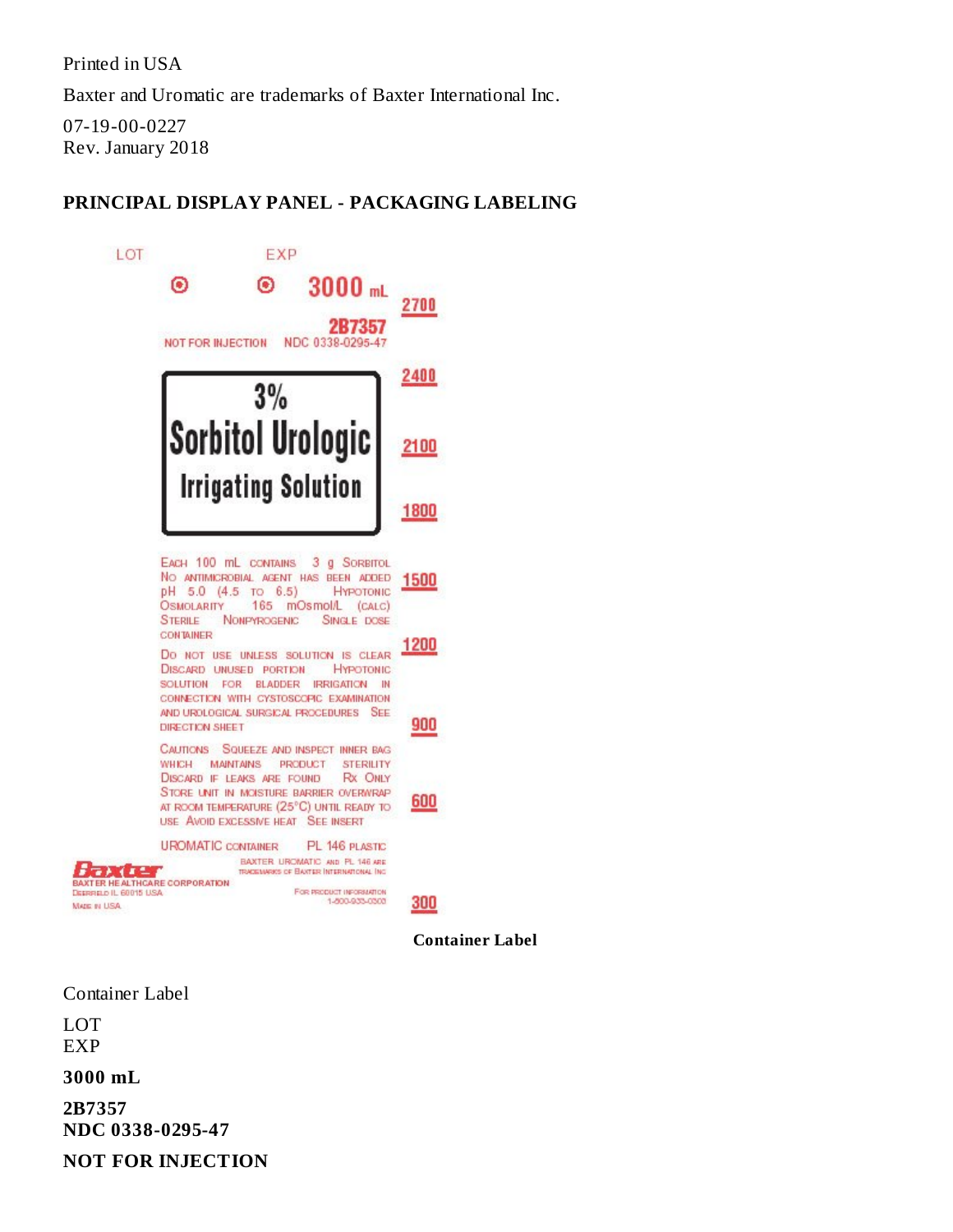Printed in USA

Baxter and Uromatic are trademarks of Baxter International Inc.

07-19-00-0227
Rev. January 2018

**PRINCIPAL DISPLAY PANEL - PACKAGING LABELING**

LOT EXP

3000 mL

2B7357

NOT FOR INJECTION NDC 0338-0295-47

**3% Sorbitol Urologic Irrigating Solution**

EACH 100 mL CONTAINS 3 g SORBITOL NO ANTIMICROBIAL AGENT HAS BEEN ADDED pH 5.0 (4.5 TO 6.5) HYPOTONIC OSMOLARITY 165 mOsmol/L (CALC) STERILE NONPYROGENIC SINGLE DOSE CONTAINER

DO NOT USE UNLESS SOLUTION IS CLEAR DISCARD UNUSED PORTION HYPOTONIC SOLUTION FOR BLADDER IRRIGATION IN CONNECTION WITH CYSTOSCOPIC EXAMINATION AND UROLOGICAL SURGICAL PROCEDURES SEE DIRECTION SHEET

CAUTIONS SQUEEZE AND INSPECT INNER BAG WHICH MAINTAINS PRODUCT STERILITY DISCARD IF LEAKS ARE FOUND Rx ONLY STORE UNIT IN MOISTURE BARRIER OVERWRAP AT ROOM TEMPERATURE (25°C) UNTIL READY TO USE AVOID EXCESSIVE HEAT SEE INSERT

UROMATIC CONTAINER PL 146 PLASTIC

BAXTER UROMATIC AND PL 146 ARE TRADEMARKS OF BAXTER INTERNATIONAL INC

Baxter
BAXTER HEALTHCARE CORPORATION
DEERFIELD IL 60015 USA
MADE IN USA

FOR PRODUCT INFORMATION 1-800-933-0303

2700 2400 2100 1800 1500 1200 900 600 300

**Container Label**

Container Label

LOT
EXP

**3000 mL**

**2B7357**
**NDC 0338-0295-47**

**NOT FOR INJECTION**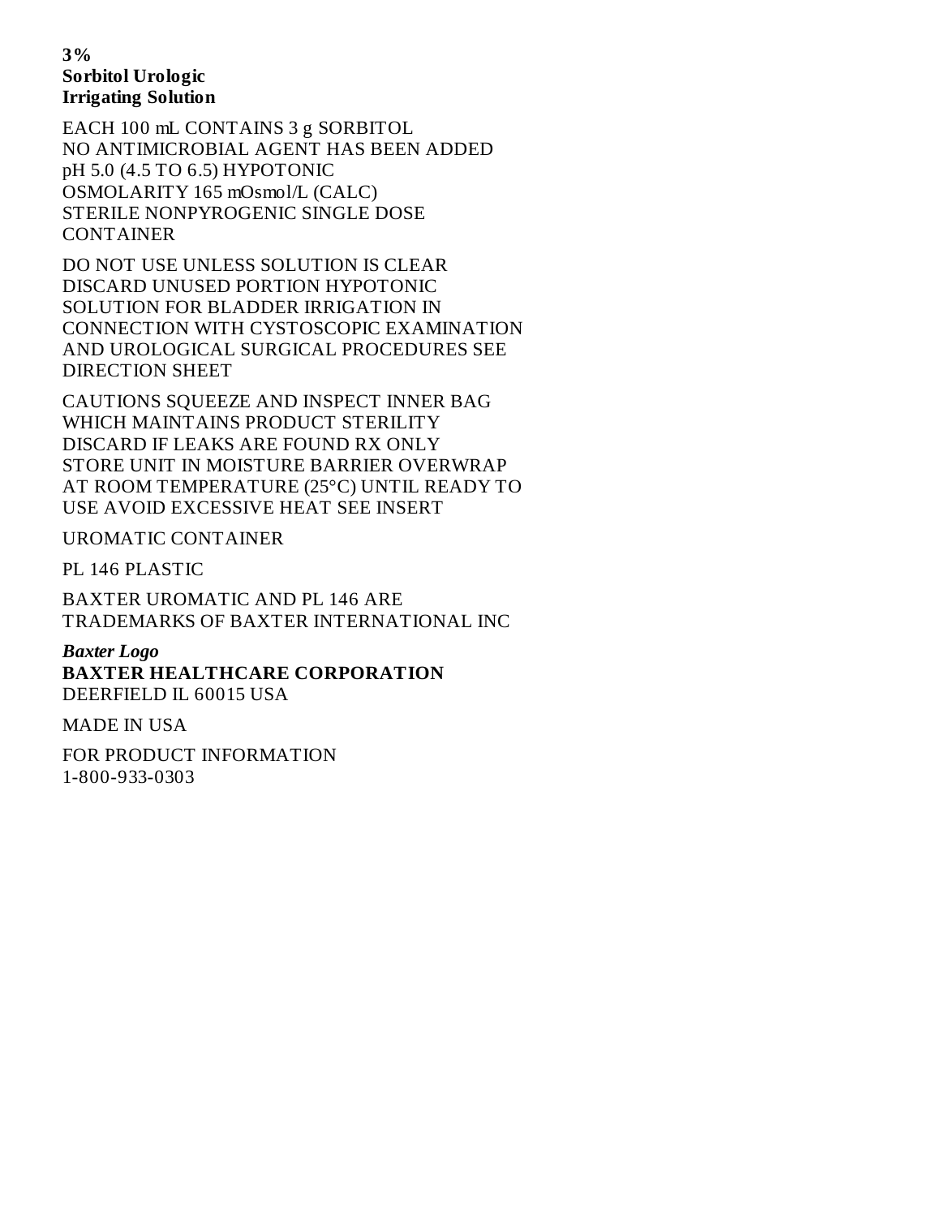**3%**
**Sorbitol Urologic**
**Irrigating Solution**

EACH 100 mL CONTAINS 3 g SORBITOL
NO ANTIMICROBIAL AGENT HAS BEEN ADDED
pH 5.0 (4.5 TO 6.5) HYPOTONIC
OSMOLARITY 165 mOsmol/L (CALC)
STERILE NONPYROGENIC SINGLE DOSE
CONTAINER

DO NOT USE UNLESS SOLUTION IS CLEAR
DISCARD UNUSED PORTION HYPOTONIC
SOLUTION FOR BLADDER IRRIGATION IN
CONNECTION WITH CYSTOSCOPIC EXAMINATION
AND UROLOGICAL SURGICAL PROCEDURES SEE
DIRECTION SHEET

CAUTIONS SQUEEZE AND INSPECT INNER BAG
WHICH MAINTAINS PRODUCT STERILITY
DISCARD IF LEAKS ARE FOUND RX ONLY
STORE UNIT IN MOISTURE BARRIER OVERWRAP
AT ROOM TEMPERATURE (25°C) UNTIL READY TO
USE AVOID EXCESSIVE HEAT SEE INSERT

UROMATIC CONTAINER

PL 146 PLASTIC

BAXTER UROMATIC AND PL 146 ARE
TRADEMARKS OF BAXTER INTERNATIONAL INC

***Baxter Logo***
**BAXTER HEALTHCARE CORPORATION**
DEERFIELD IL 60015 USA

MADE IN USA

FOR PRODUCT INFORMATION
1-800-933-0303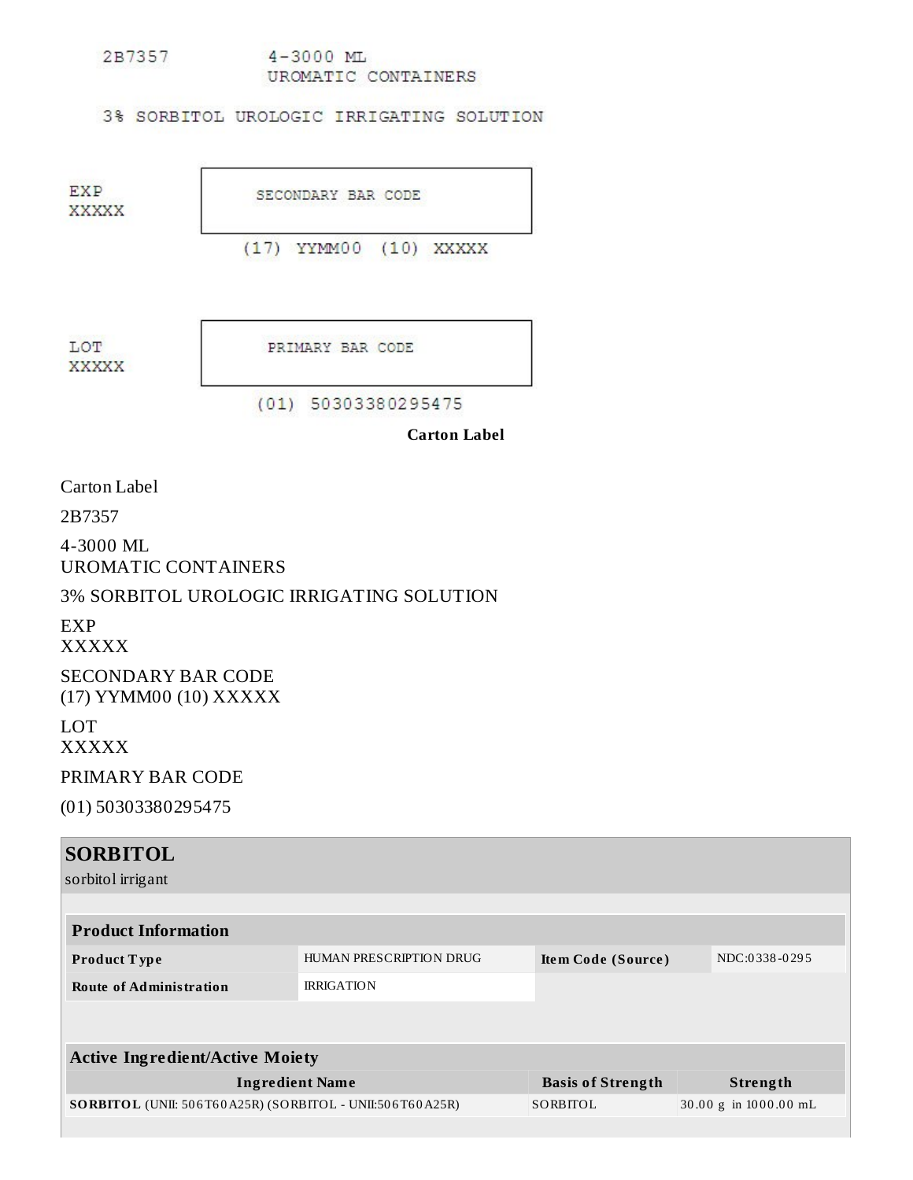2B7357 4-3000 ML
UROMATIC CONTAINERS

3% SORBITOL UROLOGIC IRRIGATING SOLUTION

EXP
XXXXX

SECONDARY BAR CODE

(17) YYMM00 (10) XXXXX

LOT
XXXXX

PRIMARY BAR CODE

(01) 50303380295475

**Carton Label**

Carton Label

2B7357

4-3000 ML
UROMATIC CONTAINERS

3% SORBITOL UROLOGIC IRRIGATING SOLUTION

EXP
XXXXX

SECONDARY BAR CODE
(17) YYMM00 (10) XXXXX

LOT
XXXXX

PRIMARY BAR CODE

(01) 50303380295475

## SORBITOL

sorbitol irrigant

| Product Information | | | |
|---|---|---|---|
| **Product Type** | HUMAN PRESCRIPTION DRUG | **Item Code (Source)** | NDC:0338-0295 |
| **Route of Administration** | IRRIGATION | | |

| Active Ingredient/Active Moiety | | |
|---|---|---|
| **Ingredient Name** | **Basis of Strength** | **Strength** |
| **SORBITOL** (UNII: 506T60A25R) (SORBITOL - UNII:506T60A25R) | SORBITOL | 30.00 g in 1000.00 mL |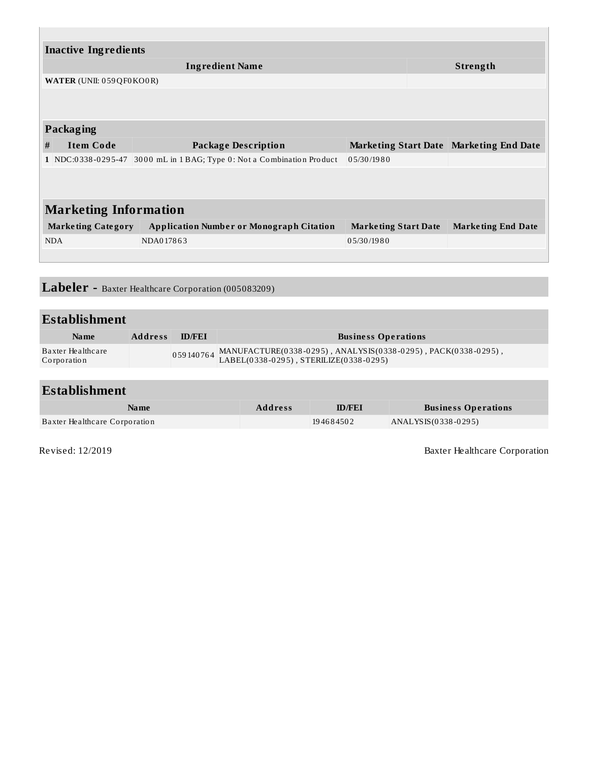### Inactive Ingredients

| Ingredient Name | Strength |
| --- | --- |
| **WATER** (UNII: 059QF0KO0R) | |

### Packaging

| # | Item Code | Package Description | Marketing Start Date | Marketing End Date |
| --- | --- | --- | --- | --- |
| 1 | NDC:0338-0295-47 | 3000 mL in 1 BAG; Type 0: Not a Combination Product | 05/30/1980 | |

### Marketing Information

| Marketing Category | Application Number or Monograph Citation | Marketing Start Date | Marketing End Date |
| --- | --- | --- | --- |
| NDA | NDA017863 | 05/30/1980 | |

## Labeler - Baxter Healthcare Corporation (005083209)

## Establishment

| Name | Address | ID/FEI | Business Operations |
| --- | --- | --- | --- |
| Baxter Healthcare Corporation | | 059140764 | MANUFACTURE(0338-0295) , ANALYSIS(0338-0295) , PACK(0338-0295) , LABEL(0338-0295) , STERILIZE(0338-0295) |

## Establishment

| Name | Address | ID/FEI | Business Operations |
| --- | --- | --- | --- |
| Baxter Healthcare Corporation | | 194684502 | ANALYSIS(0338-0295) |

Revised: 12/2019

Baxter Healthcare Corporation